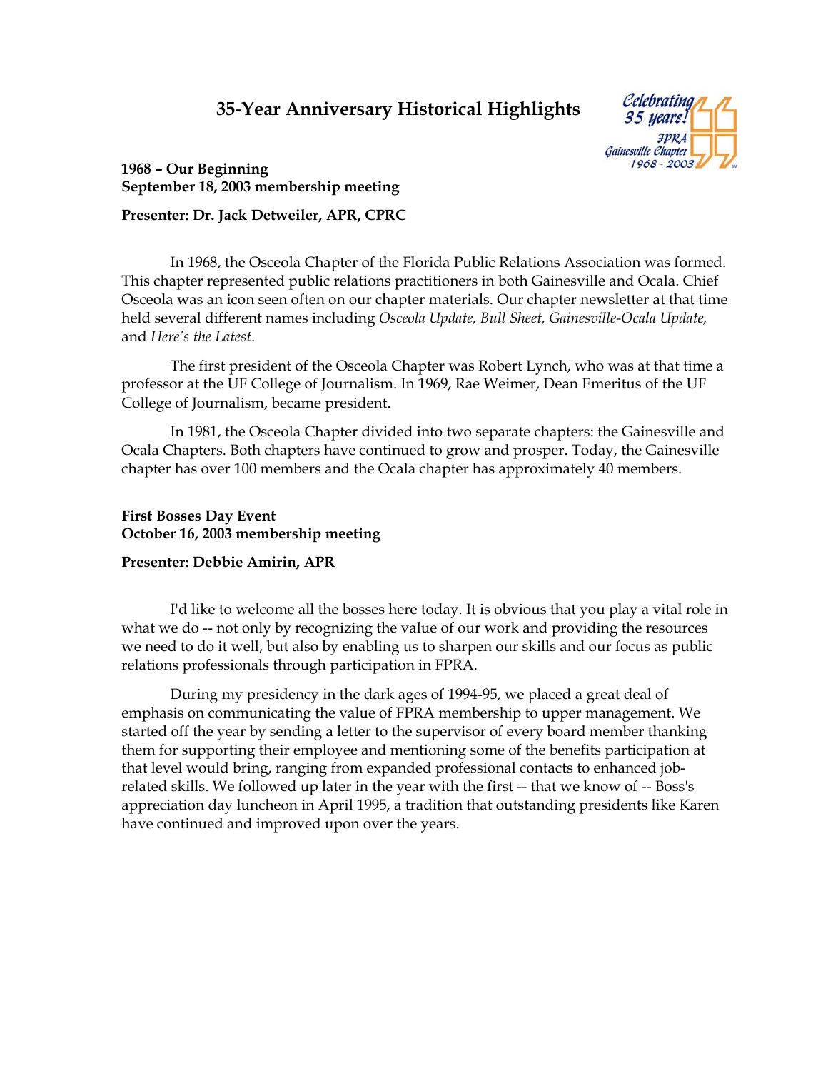# 35-Year Anniversary Historical Highlights

**1968 – Our Beginning**
**September 18, 2003 membership meeting**

**Presenter: Dr. Jack Detweiler, APR, CPRC**

In 1968, the Osceola Chapter of the Florida Public Relations Association was formed. This chapter represented public relations practitioners in both Gainesville and Ocala. Chief Osceola was an icon seen often on our chapter materials. Our chapter newsletter at that time held several different names including *Osceola Update, Bull Sheet, Gainesville-Ocala Update,* and *Here's the Latest*.

The first president of the Osceola Chapter was Robert Lynch, who was at that time a professor at the UF College of Journalism. In 1969, Rae Weimer, Dean Emeritus of the UF College of Journalism, became president.

In 1981, the Osceola Chapter divided into two separate chapters: the Gainesville and Ocala Chapters. Both chapters have continued to grow and prosper. Today, the Gainesville chapter has over 100 members and the Ocala chapter has approximately 40 members.

**First Bosses Day Event**
**October 16, 2003 membership meeting**

**Presenter: Debbie Amirin, APR**

I'd like to welcome all the bosses here today. It is obvious that you play a vital role in what we do -- not only by recognizing the value of our work and providing the resources we need to do it well, but also by enabling us to sharpen our skills and our focus as public relations professionals through participation in FPRA.

During my presidency in the dark ages of 1994-95, we placed a great deal of emphasis on communicating the value of FPRA membership to upper management. We started off the year by sending a letter to the supervisor of every board member thanking them for supporting their employee and mentioning some of the benefits participation at that level would bring, ranging from expanded professional contacts to enhanced job-related skills. We followed up later in the year with the first -- that we know of -- Boss's appreciation day luncheon in April 1995, a tradition that outstanding presidents like Karen have continued and improved upon over the years.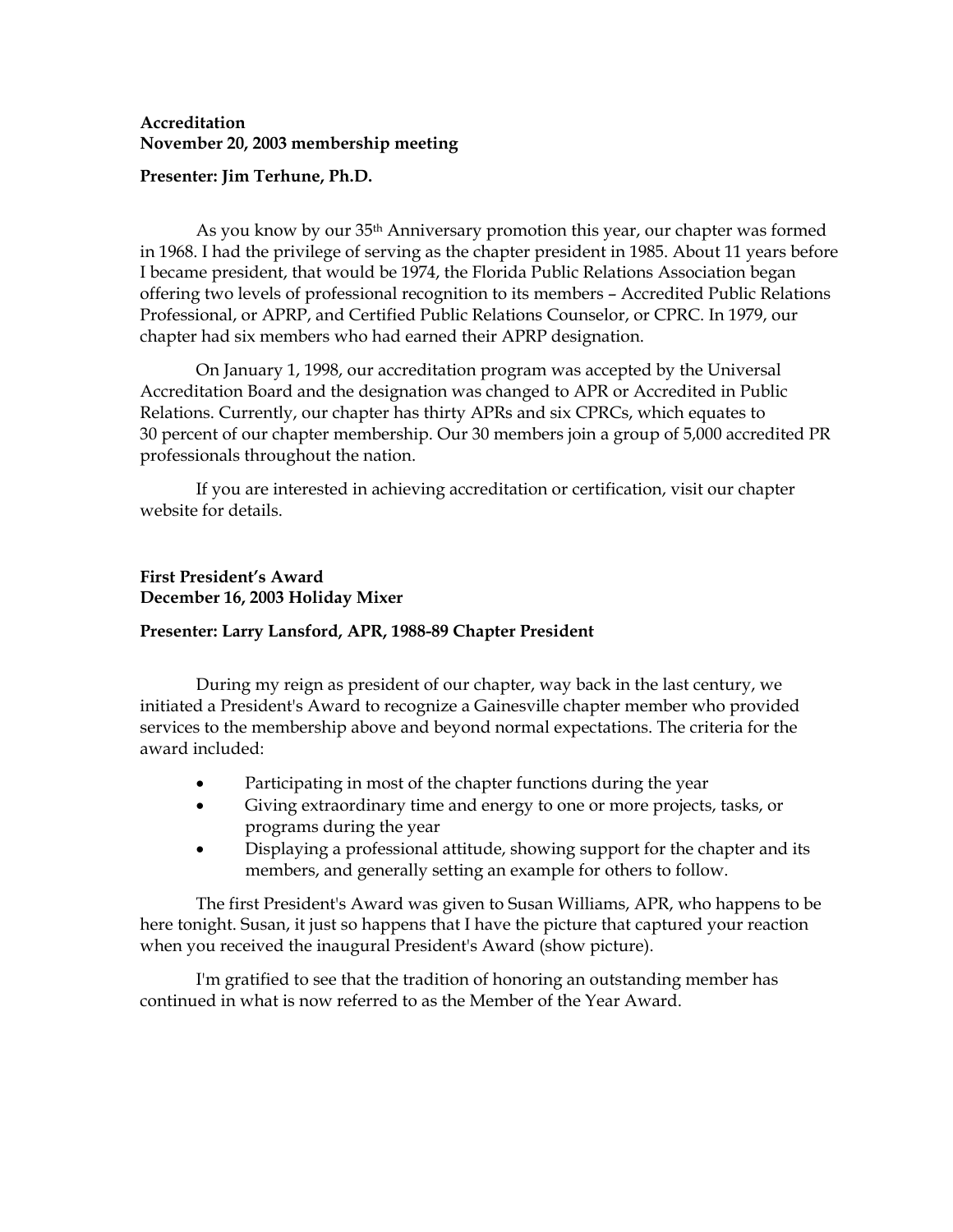**Accreditation**
**November 20, 2003 membership meeting**

**Presenter: Jim Terhune, Ph.D.**

As you know by our 35th Anniversary promotion this year, our chapter was formed in 1968. I had the privilege of serving as the chapter president in 1985. About 11 years before I became president, that would be 1974, the Florida Public Relations Association began offering two levels of professional recognition to its members – Accredited Public Relations Professional, or APRP, and Certified Public Relations Counselor, or CPRC. In 1979, our chapter had six members who had earned their APRP designation.

On January 1, 1998, our accreditation program was accepted by the Universal Accreditation Board and the designation was changed to APR or Accredited in Public Relations. Currently, our chapter has thirty APRs and six CPRCs, which equates to 30 percent of our chapter membership. Our 30 members join a group of 5,000 accredited PR professionals throughout the nation.

If you are interested in achieving accreditation or certification, visit our chapter website for details.

**First President's Award**
**December 16, 2003 Holiday Mixer**

**Presenter: Larry Lansford, APR, 1988-89 Chapter President**

During my reign as president of our chapter, way back in the last century, we initiated a President's Award to recognize a Gainesville chapter member who provided services to the membership above and beyond normal expectations. The criteria for the award included:

- Participating in most of the chapter functions during the year
- Giving extraordinary time and energy to one or more projects, tasks, or programs during the year
- Displaying a professional attitude, showing support for the chapter and its members, and generally setting an example for others to follow.

The first President's Award was given to Susan Williams, APR, who happens to be here tonight. Susan, it just so happens that I have the picture that captured your reaction when you received the inaugural President's Award (show picture).

I'm gratified to see that the tradition of honoring an outstanding member has continued in what is now referred to as the Member of the Year Award.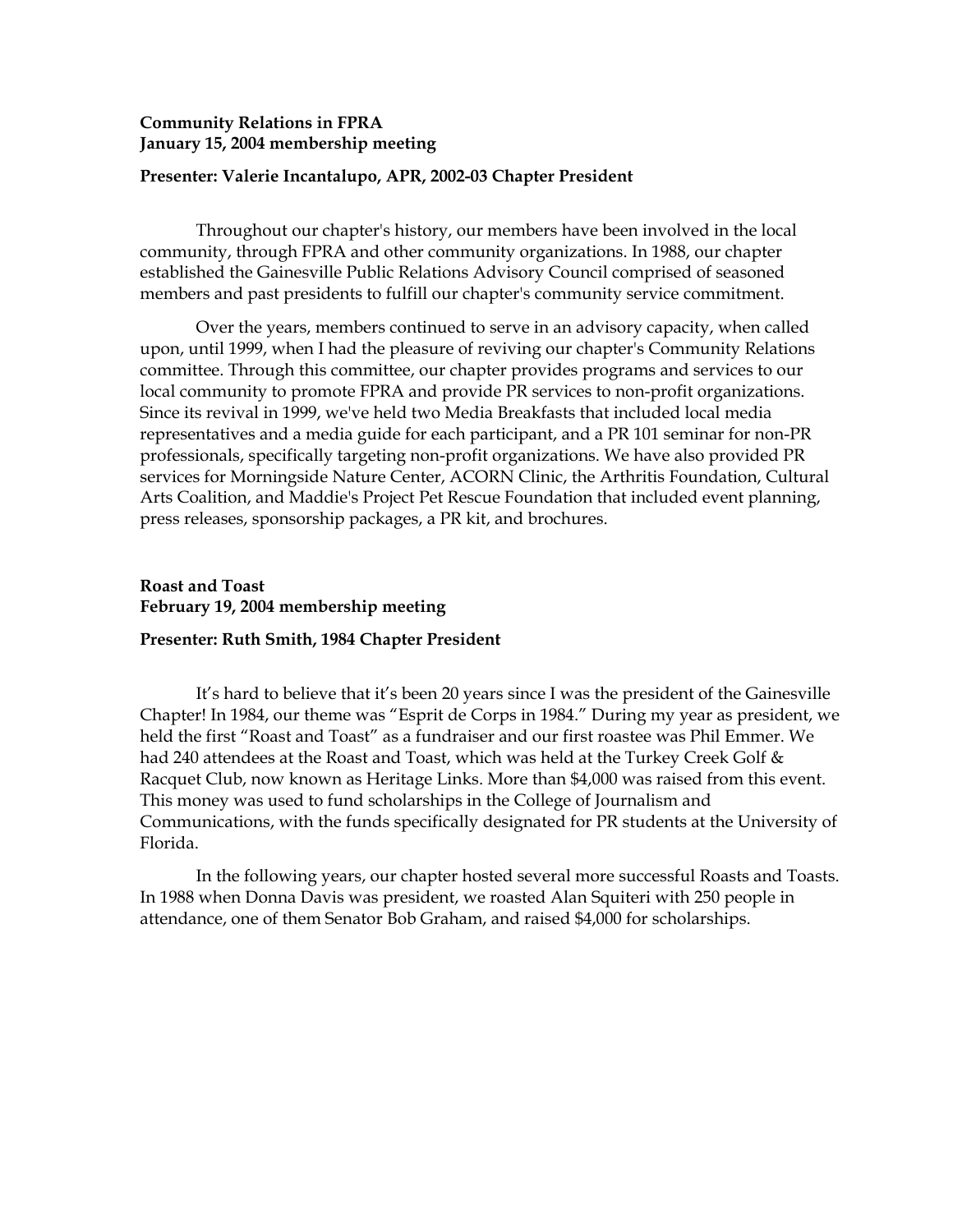**Community Relations in FPRA**
**January 15, 2004 membership meeting**

**Presenter: Valerie Incantalupo, APR, 2002-03 Chapter President**

Throughout our chapter's history, our members have been involved in the local community, through FPRA and other community organizations. In 1988, our chapter established the Gainesville Public Relations Advisory Council comprised of seasoned members and past presidents to fulfill our chapter's community service commitment.

Over the years, members continued to serve in an advisory capacity, when called upon, until 1999, when I had the pleasure of reviving our chapter's Community Relations committee. Through this committee, our chapter provides programs and services to our local community to promote FPRA and provide PR services to non-profit organizations. Since its revival in 1999, we've held two Media Breakfasts that included local media representatives and a media guide for each participant, and a PR 101 seminar for non-PR professionals, specifically targeting non-profit organizations. We have also provided PR services for Morningside Nature Center, ACORN Clinic, the Arthritis Foundation, Cultural Arts Coalition, and Maddie's Project Pet Rescue Foundation that included event planning, press releases, sponsorship packages, a PR kit, and brochures.

**Roast and Toast**
**February 19, 2004 membership meeting**

**Presenter: Ruth Smith, 1984 Chapter President**

It's hard to believe that it's been 20 years since I was the president of the Gainesville Chapter! In 1984, our theme was "Esprit de Corps in 1984." During my year as president, we held the first "Roast and Toast" as a fundraiser and our first roastee was Phil Emmer. We had 240 attendees at the Roast and Toast, which was held at the Turkey Creek Golf & Racquet Club, now known as Heritage Links. More than $4,000 was raised from this event. This money was used to fund scholarships in the College of Journalism and Communications, with the funds specifically designated for PR students at the University of Florida.

In the following years, our chapter hosted several more successful Roasts and Toasts. In 1988 when Donna Davis was president, we roasted Alan Squiteri with 250 people in attendance, one of them Senator Bob Graham, and raised $4,000 for scholarships.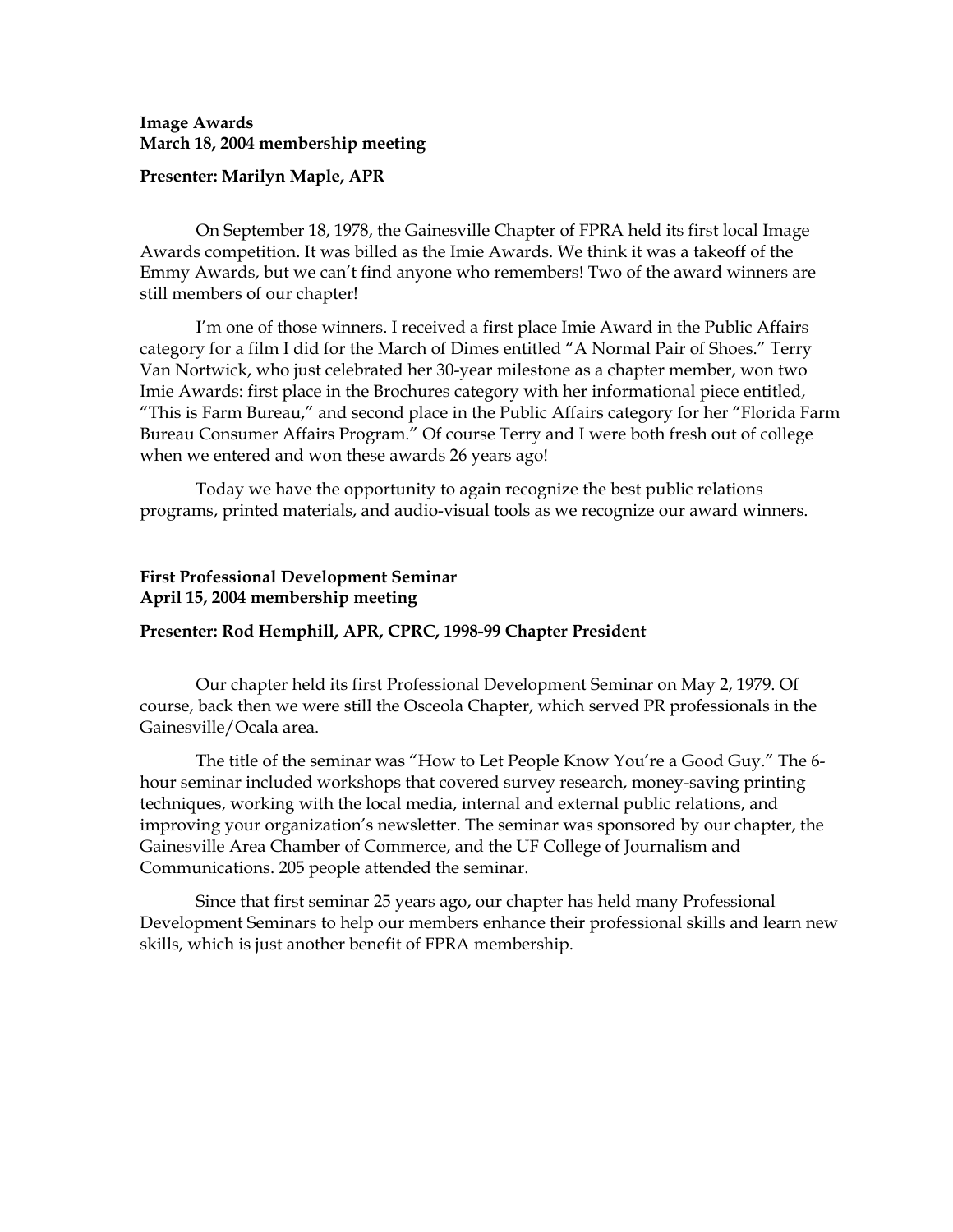**Image Awards**
**March 18, 2004 membership meeting**

**Presenter: Marilyn Maple, APR**

On September 18, 1978, the Gainesville Chapter of FPRA held its first local Image Awards competition. It was billed as the Imie Awards. We think it was a takeoff of the Emmy Awards, but we can't find anyone who remembers! Two of the award winners are still members of our chapter!

I'm one of those winners. I received a first place Imie Award in the Public Affairs category for a film I did for the March of Dimes entitled "A Normal Pair of Shoes." Terry Van Nortwick, who just celebrated her 30-year milestone as a chapter member, won two Imie Awards: first place in the Brochures category with her informational piece entitled, "This is Farm Bureau," and second place in the Public Affairs category for her "Florida Farm Bureau Consumer Affairs Program." Of course Terry and I were both fresh out of college when we entered and won these awards 26 years ago!

Today we have the opportunity to again recognize the best public relations programs, printed materials, and audio-visual tools as we recognize our award winners.

**First Professional Development Seminar**
**April 15, 2004 membership meeting**

**Presenter: Rod Hemphill, APR, CPRC, 1998-99 Chapter President**

Our chapter held its first Professional Development Seminar on May 2, 1979. Of course, back then we were still the Osceola Chapter, which served PR professionals in the Gainesville/Ocala area.

The title of the seminar was "How to Let People Know You're a Good Guy." The 6-hour seminar included workshops that covered survey research, money-saving printing techniques, working with the local media, internal and external public relations, and improving your organization's newsletter. The seminar was sponsored by our chapter, the Gainesville Area Chamber of Commerce, and the UF College of Journalism and Communications. 205 people attended the seminar.

Since that first seminar 25 years ago, our chapter has held many Professional Development Seminars to help our members enhance their professional skills and learn new skills, which is just another benefit of FPRA membership.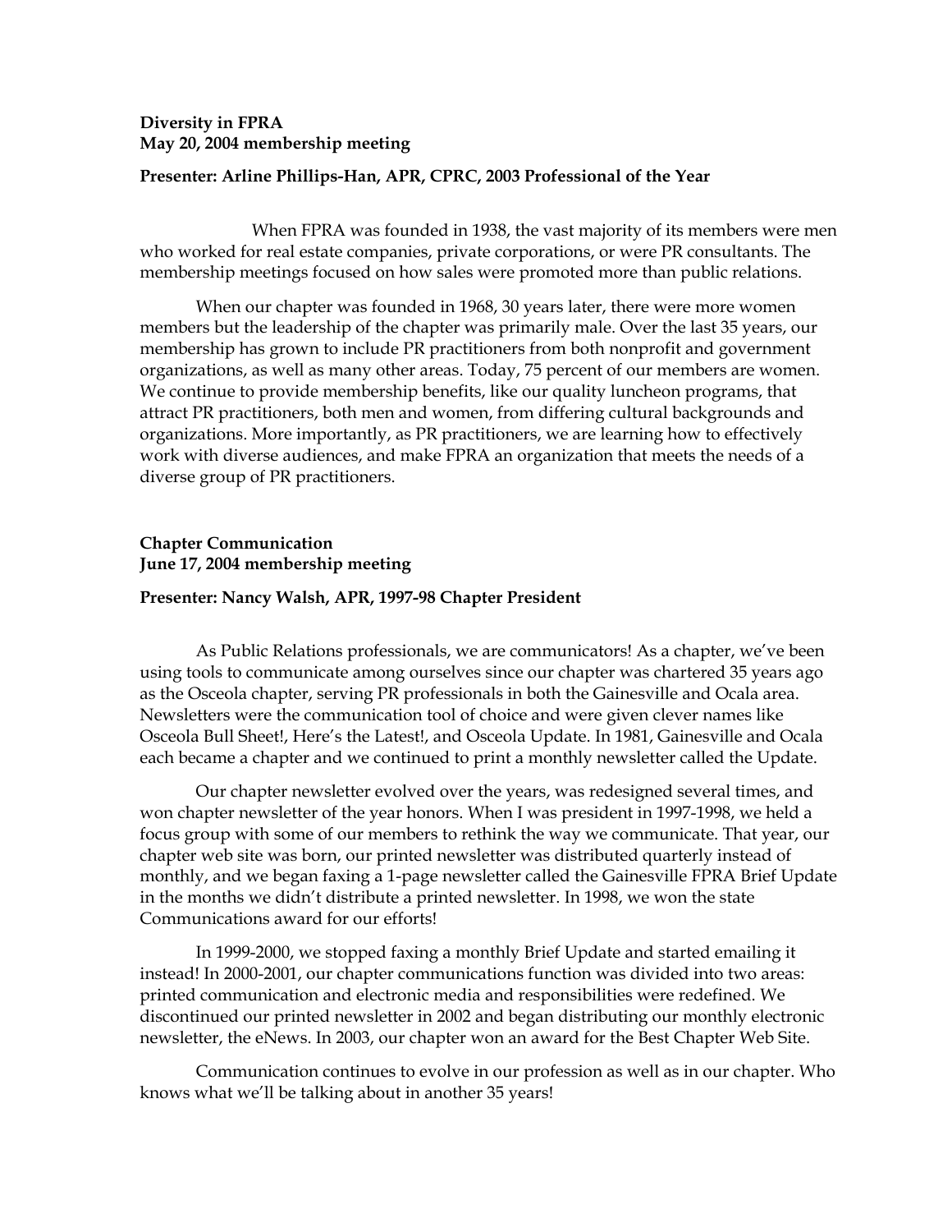**Diversity in FPRA**
**May 20, 2004 membership meeting**

**Presenter: Arline Phillips-Han, APR, CPRC, 2003 Professional of the Year**

When FPRA was founded in 1938, the vast majority of its members were men who worked for real estate companies, private corporations, or were PR consultants. The membership meetings focused on how sales were promoted more than public relations.

When our chapter was founded in 1968, 30 years later, there were more women members but the leadership of the chapter was primarily male. Over the last 35 years, our membership has grown to include PR practitioners from both nonprofit and government organizations, as well as many other areas. Today, 75 percent of our members are women. We continue to provide membership benefits, like our quality luncheon programs, that attract PR practitioners, both men and women, from differing cultural backgrounds and organizations. More importantly, as PR practitioners, we are learning how to effectively work with diverse audiences, and make FPRA an organization that meets the needs of a diverse group of PR practitioners.

**Chapter Communication**
**June 17, 2004 membership meeting**

**Presenter: Nancy Walsh, APR, 1997-98 Chapter President**

As Public Relations professionals, we are communicators! As a chapter, we've been using tools to communicate among ourselves since our chapter was chartered 35 years ago as the Osceola chapter, serving PR professionals in both the Gainesville and Ocala area. Newsletters were the communication tool of choice and were given clever names like Osceola Bull Sheet!, Here's the Latest!, and Osceola Update. In 1981, Gainesville and Ocala each became a chapter and we continued to print a monthly newsletter called the Update.

Our chapter newsletter evolved over the years, was redesigned several times, and won chapter newsletter of the year honors. When I was president in 1997-1998, we held a focus group with some of our members to rethink the way we communicate. That year, our chapter web site was born, our printed newsletter was distributed quarterly instead of monthly, and we began faxing a 1-page newsletter called the Gainesville FPRA Brief Update in the months we didn't distribute a printed newsletter. In 1998, we won the state Communications award for our efforts!

In 1999-2000, we stopped faxing a monthly Brief Update and started emailing it instead! In 2000-2001, our chapter communications function was divided into two areas: printed communication and electronic media and responsibilities were redefined. We discontinued our printed newsletter in 2002 and began distributing our monthly electronic newsletter, the eNews. In 2003, our chapter won an award for the Best Chapter Web Site.

Communication continues to evolve in our profession as well as in our chapter. Who knows what we'll be talking about in another 35 years!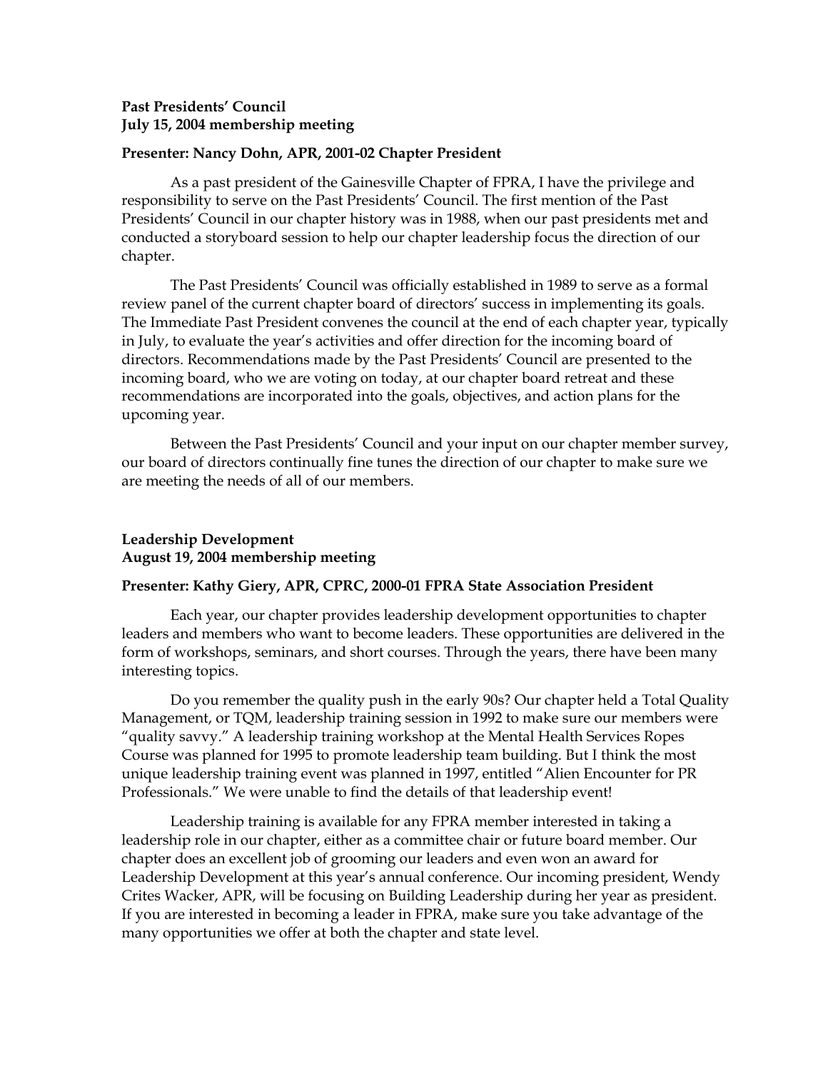**Past Presidents' Council**
**July 15, 2004 membership meeting**

**Presenter: Nancy Dohn, APR, 2001-02 Chapter President**

As a past president of the Gainesville Chapter of FPRA, I have the privilege and responsibility to serve on the Past Presidents' Council. The first mention of the Past Presidents' Council in our chapter history was in 1988, when our past presidents met and conducted a storyboard session to help our chapter leadership focus the direction of our chapter.

The Past Presidents' Council was officially established in 1989 to serve as a formal review panel of the current chapter board of directors' success in implementing its goals. The Immediate Past President convenes the council at the end of each chapter year, typically in July, to evaluate the year's activities and offer direction for the incoming board of directors. Recommendations made by the Past Presidents' Council are presented to the incoming board, who we are voting on today, at our chapter board retreat and these recommendations are incorporated into the goals, objectives, and action plans for the upcoming year.

Between the Past Presidents' Council and your input on our chapter member survey, our board of directors continually fine tunes the direction of our chapter to make sure we are meeting the needs of all of our members.

**Leadership Development**
**August 19, 2004 membership meeting**

**Presenter: Kathy Giery, APR, CPRC, 2000-01 FPRA State Association President**

Each year, our chapter provides leadership development opportunities to chapter leaders and members who want to become leaders. These opportunities are delivered in the form of workshops, seminars, and short courses. Through the years, there have been many interesting topics.

Do you remember the quality push in the early 90s? Our chapter held a Total Quality Management, or TQM, leadership training session in 1992 to make sure our members were "quality savvy." A leadership training workshop at the Mental Health Services Ropes Course was planned for 1995 to promote leadership team building. But I think the most unique leadership training event was planned in 1997, entitled "Alien Encounter for PR Professionals." We were unable to find the details of that leadership event!

Leadership training is available for any FPRA member interested in taking a leadership role in our chapter, either as a committee chair or future board member. Our chapter does an excellent job of grooming our leaders and even won an award for Leadership Development at this year's annual conference. Our incoming president, Wendy Crites Wacker, APR, will be focusing on Building Leadership during her year as president. If you are interested in becoming a leader in FPRA, make sure you take advantage of the many opportunities we offer at both the chapter and state level.